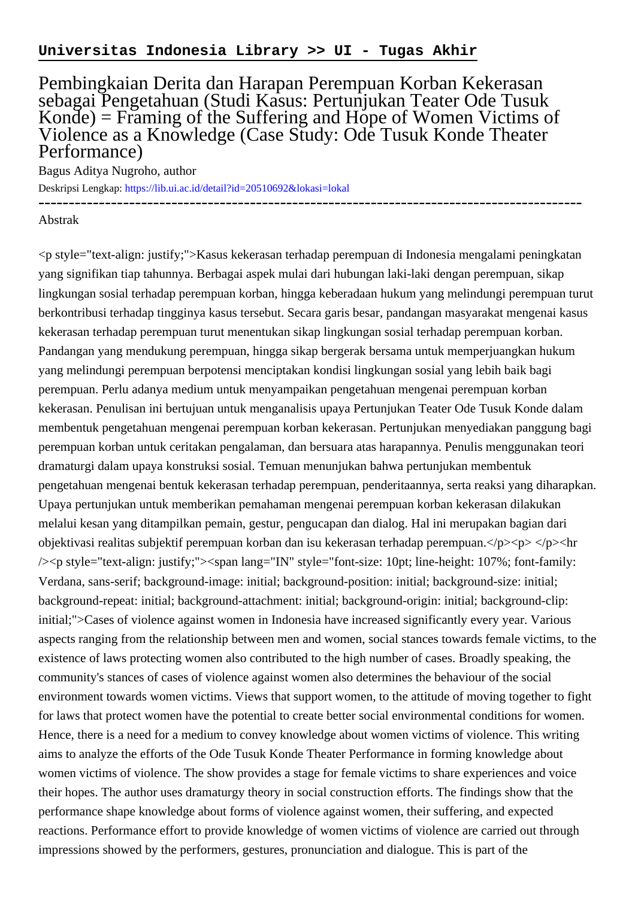**Universitas Indonesia Library >> UI - Tugas Akhir**

# Pembingkaian Derita dan Harapan Perempuan Korban Kekerasan sebagai Pengetahuan (Studi Kasus: Pertunjukan Teater Ode Tusuk Konde) = Framing of the Suffering and Hope of Women Victims of Violence as a Knowledge (Case Study: Ode Tusuk Konde Theater Performance)

Bagus Aditya Nugroho, author

Deskripsi Lengkap: https://lib.ui.ac.id/detail?id=20510692&lokasi=lokal

------------------------------------------------------------------------------------------

Abstrak

<p style="text-align: justify;">Kasus kekerasan terhadap perempuan di Indonesia mengalami peningkatan yang signifikan tiap tahunnya. Berbagai aspek mulai dari hubungan laki-laki dengan perempuan, sikap lingkungan sosial terhadap perempuan korban, hingga keberadaan hukum yang melindungi perempuan turut berkontribusi terhadap tingginya kasus tersebut. Secara garis besar, pandangan masyarakat mengenai kasus kekerasan terhadap perempuan turut menentukan sikap lingkungan sosial terhadap perempuan korban. Pandangan yang mendukung perempuan, hingga sikap bergerak bersama untuk memperjuangkan hukum yang melindungi perempuan berpotensi menciptakan kondisi lingkungan sosial yang lebih baik bagi perempuan. Perlu adanya medium untuk menyampaikan pengetahuan mengenai perempuan korban kekerasan. Penulisan ini bertujuan untuk menganalisis upaya Pertunjukan Teater Ode Tusuk Konde dalam membentuk pengetahuan mengenai perempuan korban kekerasan. Pertunjukan menyediakan panggung bagi perempuan korban untuk ceritakan pengalaman, dan bersuara atas harapannya. Penulis menggunakan teori dramaturgi dalam upaya konstruksi sosial. Temuan menunjukan bahwa pertunjukan membentuk pengetahuan mengenai bentuk kekerasan terhadap perempuan, penderitaannya, serta reaksi yang diharapkan. Upaya pertunjukan untuk memberikan pemahaman mengenai perempuan korban kekerasan dilakukan melalui kesan yang ditampilkan pemain, gestur, pengucapan dan dialog. Hal ini merupakan bagian dari objektivasi realitas subjektif perempuan korban dan isu kekerasan terhadap perempuan.</p><p> </p><hr /><p style="text-align: justify;"><span lang="IN" style="font-size: 10pt; line-height: 107%; font-family: Verdana, sans-serif; background-image: initial; background-position: initial; background-size: initial; background-repeat: initial; background-attachment: initial; background-origin: initial; background-clip: initial;">Cases of violence against women in Indonesia have increased significantly every year. Various aspects ranging from the relationship between men and women, social stances towards female victims, to the existence of laws protecting women also contributed to the high number of cases. Broadly speaking, the community's stances of cases of violence against women also determines the behaviour of the social environment towards women victims. Views that support women, to the attitude of moving together to fight for laws that protect women have the potential to create better social environmental conditions for women. Hence, there is a need for a medium to convey knowledge about women victims of violence. This writing aims to analyze the efforts of the Ode Tusuk Konde Theater Performance in forming knowledge about women victims of violence. The show provides a stage for female victims to share experiences and voice their hopes. The author uses dramaturgy theory in social construction efforts. The findings show that the performance shape knowledge about forms of violence against women, their suffering, and expected reactions. Performance effort to provide knowledge of women victims of violence are carried out through impressions showed by the performers, gestures, pronunciation and dialogue. This is part of the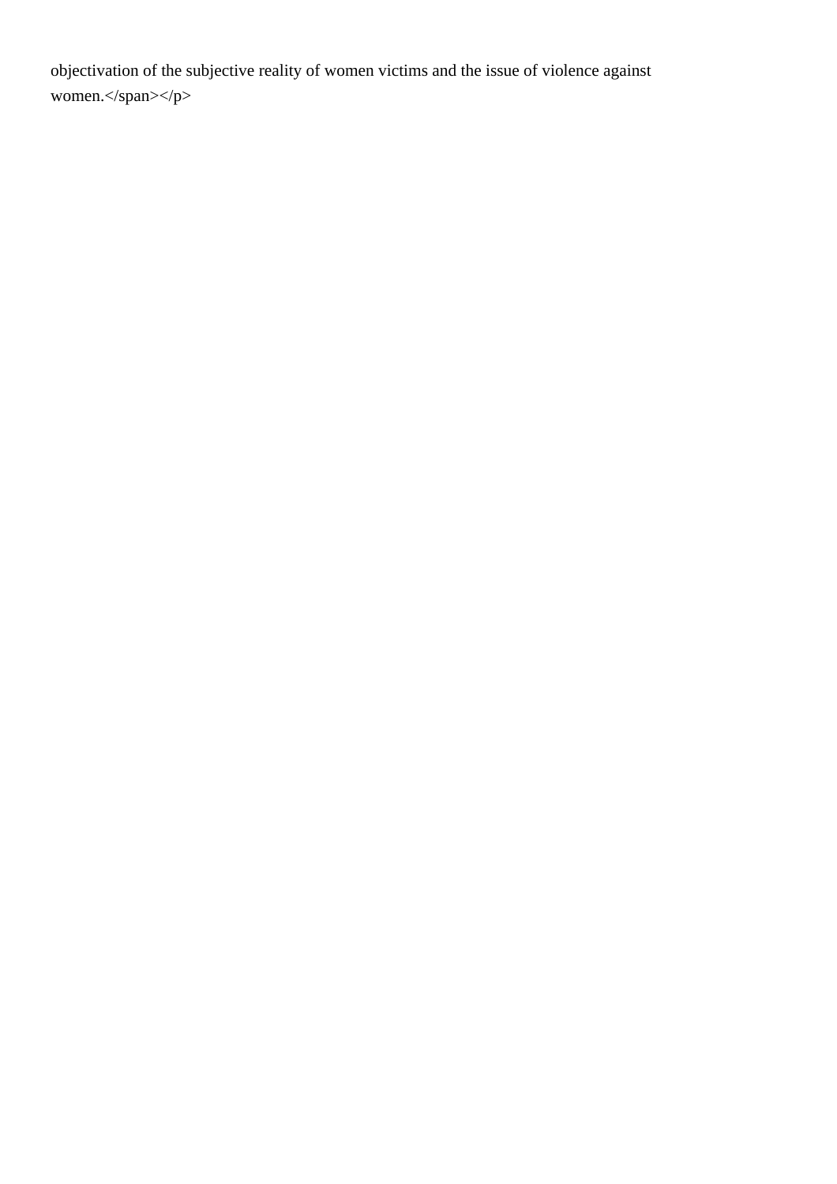objectivation of the subjective reality of women victims and the issue of violence against women.</span></p>